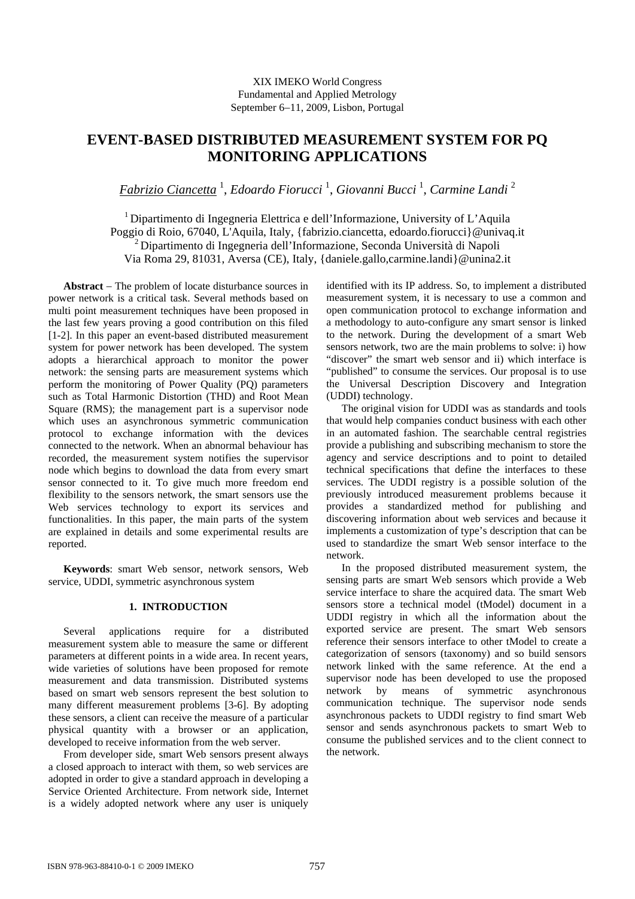XIX IMEKO World Congress
Fundamental and Applied Metrology
September 6−11, 2009, Lisbon, Portugal

# EVENT-BASED DISTRIBUTED MEASUREMENT SYSTEM FOR PQ MONITORING APPLICATIONS

*Fabrizio Ciancetta* [1], *Edoardo Fiorucci* [1], *Giovanni Bucci* [1], *Carmine Landi* [2]

[1] Dipartimento di Ingegneria Elettrica e dell'Informazione, University of L'Aquila
Poggio di Roio, 67040, L'Aquila, Italy, {fabrizio.ciancetta, edoardo.fiorucci}@univaq.it
[2] Dipartimento di Ingegneria dell'Informazione, Seconda Università di Napoli
Via Roma 29, 81031, Aversa (CE), Italy, {daniele.gallo,carmine.landi}@unina2.it

**Abstract** – The problem of locate disturbance sources in power network is a critical task. Several methods based on multi point measurement techniques have been proposed in the last few years proving a good contribution on this filed [1-2]. In this paper an event-based distributed measurement system for power network has been developed. The system adopts a hierarchical approach to monitor the power network: the sensing parts are measurement systems which perform the monitoring of Power Quality (PQ) parameters such as Total Harmonic Distortion (THD) and Root Mean Square (RMS); the management part is a supervisor node which uses an asynchronous symmetric communication protocol to exchange information with the devices connected to the network. When an abnormal behaviour has recorded, the measurement system notifies the supervisor node which begins to download the data from every smart sensor connected to it. To give much more freedom end flexibility to the sensors network, the smart sensors use the Web services technology to export its services and functionalities. In this paper, the main parts of the system are explained in details and some experimental results are reported.

**Keywords**: smart Web sensor, network sensors, Web service, UDDI, symmetric asynchronous system

## 1. INTRODUCTION

Several applications require for a distributed measurement system able to measure the same or different parameters at different points in a wide area. In recent years, wide varieties of solutions have been proposed for remote measurement and data transmission. Distributed systems based on smart web sensors represent the best solution to many different measurement problems [3-6]. By adopting these sensors, a client can receive the measure of a particular physical quantity with a browser or an application, developed to receive information from the web server.

From developer side, smart Web sensors present always a closed approach to interact with them, so web services are adopted in order to give a standard approach in developing a Service Oriented Architecture. From network side, Internet is a widely adopted network where any user is uniquely identified with its IP address. So, to implement a distributed measurement system, it is necessary to use a common and open communication protocol to exchange information and a methodology to auto-configure any smart sensor is linked to the network. During the development of a smart Web sensors network, two are the main problems to solve: i) how "discover" the smart web sensor and ii) which interface is "published" to consume the services. Our proposal is to use the Universal Description Discovery and Integration (UDDI) technology.

The original vision for UDDI was as standards and tools that would help companies conduct business with each other in an automated fashion. The searchable central registries provide a publishing and subscribing mechanism to store the agency and service descriptions and to point to detailed technical specifications that define the interfaces to these services. The UDDI registry is a possible solution of the previously introduced measurement problems because it provides a standardized method for publishing and discovering information about web services and because it implements a customization of type's description that can be used to standardize the smart Web sensor interface to the network.

In the proposed distributed measurement system, the sensing parts are smart Web sensors which provide a Web service interface to share the acquired data. The smart Web sensors store a technical model (tModel) document in a UDDI registry in which all the information about the exported service are present. The smart Web sensors reference their sensors interface to other tModel to create a categorization of sensors (taxonomy) and so build sensors network linked with the same reference. At the end a supervisor node has been developed to use the proposed network by means of symmetric asynchronous communication technique. The supervisor node sends asynchronous packets to UDDI registry to find smart Web sensor and sends asynchronous packets to smart Web to consume the published services and to the client connect to the network.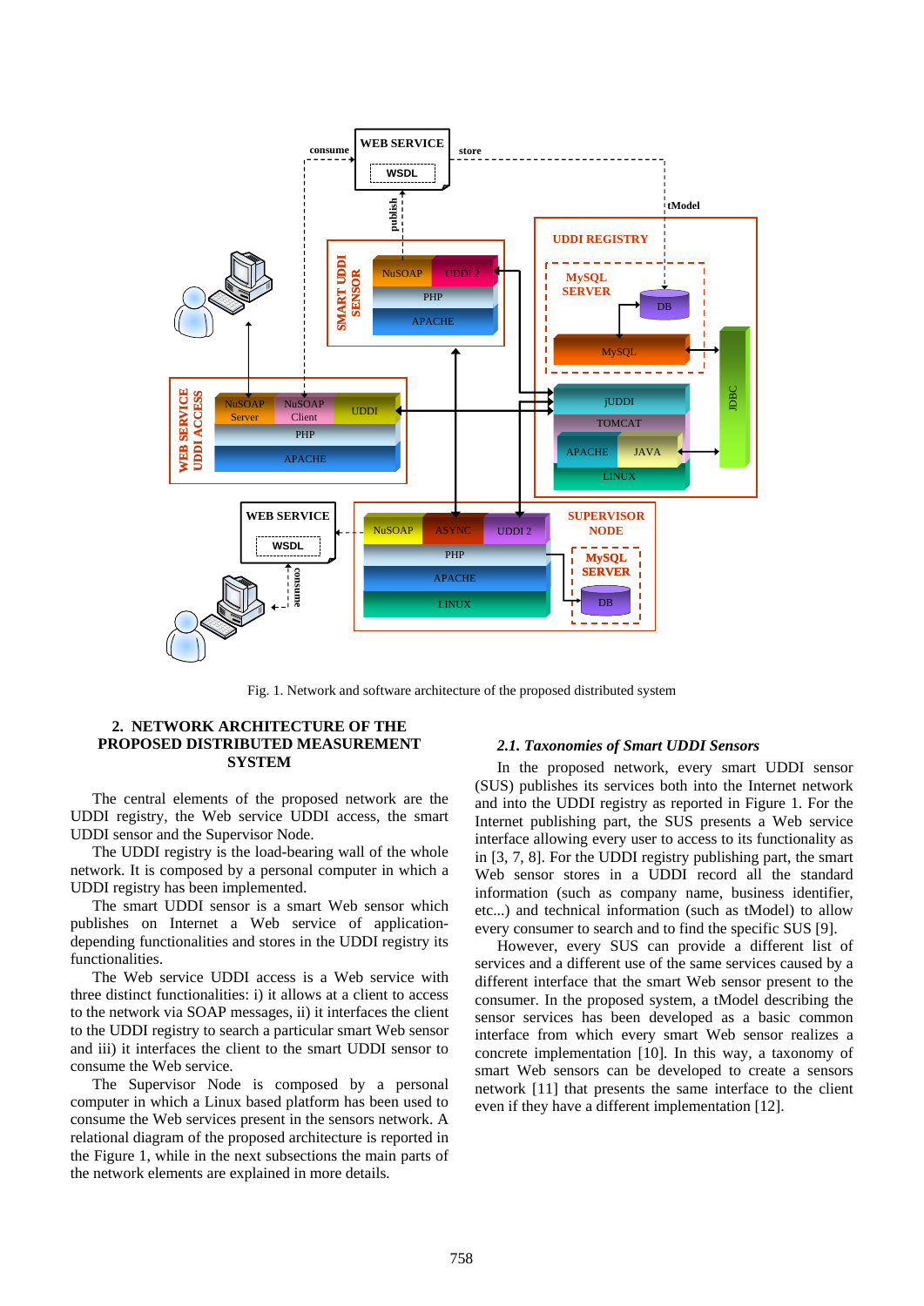Fig. 1. Network and software architecture of the proposed distributed system

## 2. NETWORK ARCHITECTURE OF THE PROPOSED DISTRIBUTED MEASUREMENT SYSTEM

The central elements of the proposed network are the UDDI registry, the Web service UDDI access, the smart UDDI sensor and the Supervisor Node.

The UDDI registry is the load-bearing wall of the whole network. It is composed by a personal computer in which a UDDI registry has been implemented.

The smart UDDI sensor is a smart Web sensor which publishes on Internet a Web service of application-depending functionalities and stores in the UDDI registry its functionalities.

The Web service UDDI access is a Web service with three distinct functionalities: i) it allows at a client to access to the network via SOAP messages, ii) it interfaces the client to the UDDI registry to search a particular smart Web sensor and iii) it interfaces the client to the smart UDDI sensor to consume the Web service.

The Supervisor Node is composed by a personal computer in which a Linux based platform has been used to consume the Web services present in the sensors network. A relational diagram of the proposed architecture is reported in the Figure 1, while in the next subsections the main parts of the network elements are explained in more details.

### *2.1. Taxonomies of Smart UDDI Sensors*

In the proposed network, every smart UDDI sensor (SUS) publishes its services both into the Internet network and into the UDDI registry as reported in Figure 1. For the Internet publishing part, the SUS presents a Web service interface allowing every user to access to its functionality as in [3, 7, 8]. For the UDDI registry publishing part, the smart Web sensor stores in a UDDI record all the standard information (such as company name, business identifier, etc...) and technical information (such as tModel) to allow every consumer to search and to find the specific SUS [9].

However, every SUS can provide a different list of services and a different use of the same services caused by a different interface that the smart Web sensor present to the consumer. In the proposed system, a tModel describing the sensor services has been developed as a basic common interface from which every smart Web sensor realizes a concrete implementation [10]. In this way, a taxonomy of smart Web sensors can be developed to create a sensors network [11] that presents the same interface to the client even if they have a different implementation [12].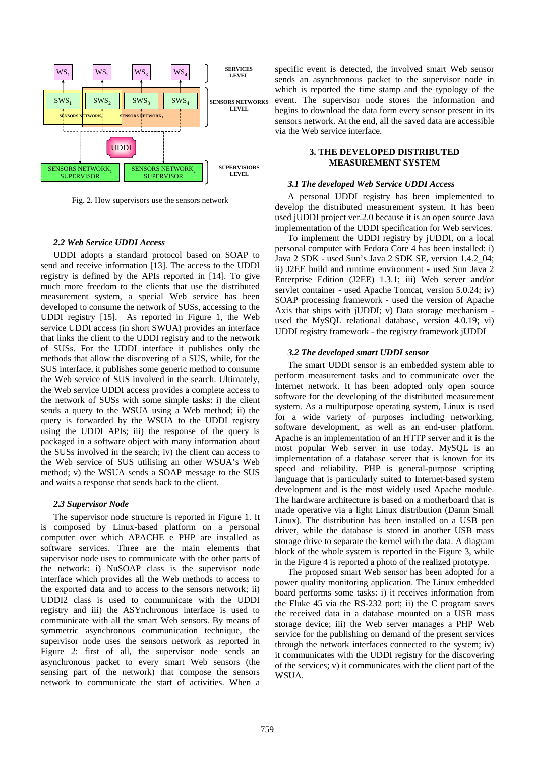Fig. 2. How supervisors use the sensors network

### 2.2 Web Service UDDI Access

UDDI adopts a standard protocol based on SOAP to send and receive information [13]. The access to the UDDI registry is defined by the APIs reported in [14]. To give much more freedom to the clients that use the distributed measurement system, a special Web service has been developed to consume the network of SUSs, accessing to the UDDI registry [15]. As reported in Figure 1, the Web service UDDI access (in short SWUA) provides an interface that links the client to the UDDI registry and to the network of SUSs. For the UDDI interface it publishes only the methods that allow the discovering of a SUS, while, for the SUS interface, it publishes some generic method to consume the Web service of SUS involved in the search. Ultimately, the Web service UDDI access provides a complete access to the network of SUSs with some simple tasks: i) the client sends a query to the WSUA using a Web method; ii) the query is forwarded by the WSUA to the UDDI registry using the UDDI APIs; iii) the response of the query is packaged in a software object with many information about the SUSs involved in the search; iv) the client can access to the Web service of SUS utilising an other WSUA's Web method; v) the WSUA sends a SOAP message to the SUS and waits a response that sends back to the client.

### 2.3 Supervisor Node

The supervisor node structure is reported in Figure 1. It is composed by Linux-based platform on a personal computer over which APACHE e PHP are installed as software services. Three are the main elements that supervisor node uses to communicate with the other parts of the network: i) NuSOAP class is the supervisor node interface which provides all the Web methods to access to the exported data and to access to the sensors network; ii) UDDI2 class is used to communicate with the UDDI registry and iii) the ASYnchronous interface is used to communicate with all the smart Web sensors. By means of symmetric asynchronous communication technique, the supervisor node uses the sensors network as reported in Figure 2: first of all, the supervisor node sends an asynchronous packet to every smart Web sensors (the sensing part of the network) that compose the sensors network to communicate the start of activities. When a specific event is detected, the involved smart Web sensor sends an asynchronous packet to the supervisor node in which is reported the time stamp and the typology of the event. The supervisor node stores the information and begins to download the data form every sensor present in its sensors network. At the end, all the saved data are accessible via the Web service interface.

## 3. THE DEVELOPED DISTRIBUTED MEASUREMENT SYSTEM

### 3.1 The developed Web Service UDDI Access

A personal UDDI registry has been implemented to develop the distributed measurement system. It has been used jUDDI project ver.2.0 because it is an open source Java implementation of the UDDI specification for Web services.

To implement the UDDI registry by jUDDI, on a local personal computer with Fedora Core 4 has been installed: i) Java 2 SDK - used Sun's Java 2 SDK SE, version 1.4.2_04; ii) J2EE build and runtime environment - used Sun Java 2 Enterprise Edition (J2EE) 1.3.1; iii) Web server and/or servlet container - used Apache Tomcat, version 5.0.24; iv) SOAP processing framework - used the version of Apache Axis that ships with jUDDI; v) Data storage mechanism - used the MySQL relational database, version 4.0.19; vi) UDDI registry framework - the registry framework jUDDI

### 3.2 The developed smart UDDI sensor

The smart UDDI sensor is an embedded system able to perform measurement tasks and to communicate over the Internet network. It has been adopted only open source software for the developing of the distributed measurement system. As a multipurpose operating system, Linux is used for a wide variety of purposes including networking, software development, as well as an end-user platform. Apache is an implementation of an HTTP server and it is the most popular Web server in use today. MySQL is an implementation of a database server that is known for its speed and reliability. PHP is general-purpose scripting language that is particularly suited to Internet-based system development and is the most widely used Apache module. The hardware architecture is based on a motherboard that is made operative via a light Linux distribution (Damn Small Linux). The distribution has been installed on a USB pen driver, while the database is stored in another USB mass storage drive to separate the kernel with the data. A diagram block of the whole system is reported in the Figure 3, while in the Figure 4 is reported a photo of the realized prototype.

The proposed smart Web sensor has been adopted for a power quality monitoring application. The Linux embedded board performs some tasks: i) it receives information from the Fluke 45 via the RS-232 port; ii) the C program saves the received data in a database mounted on a USB mass storage device; iii) the Web server manages a PHP Web service for the publishing on demand of the present services through the network interfaces connected to the system; iv) it communicates with the UDDI registry for the discovering of the services; v) it communicates with the client part of the WSUA.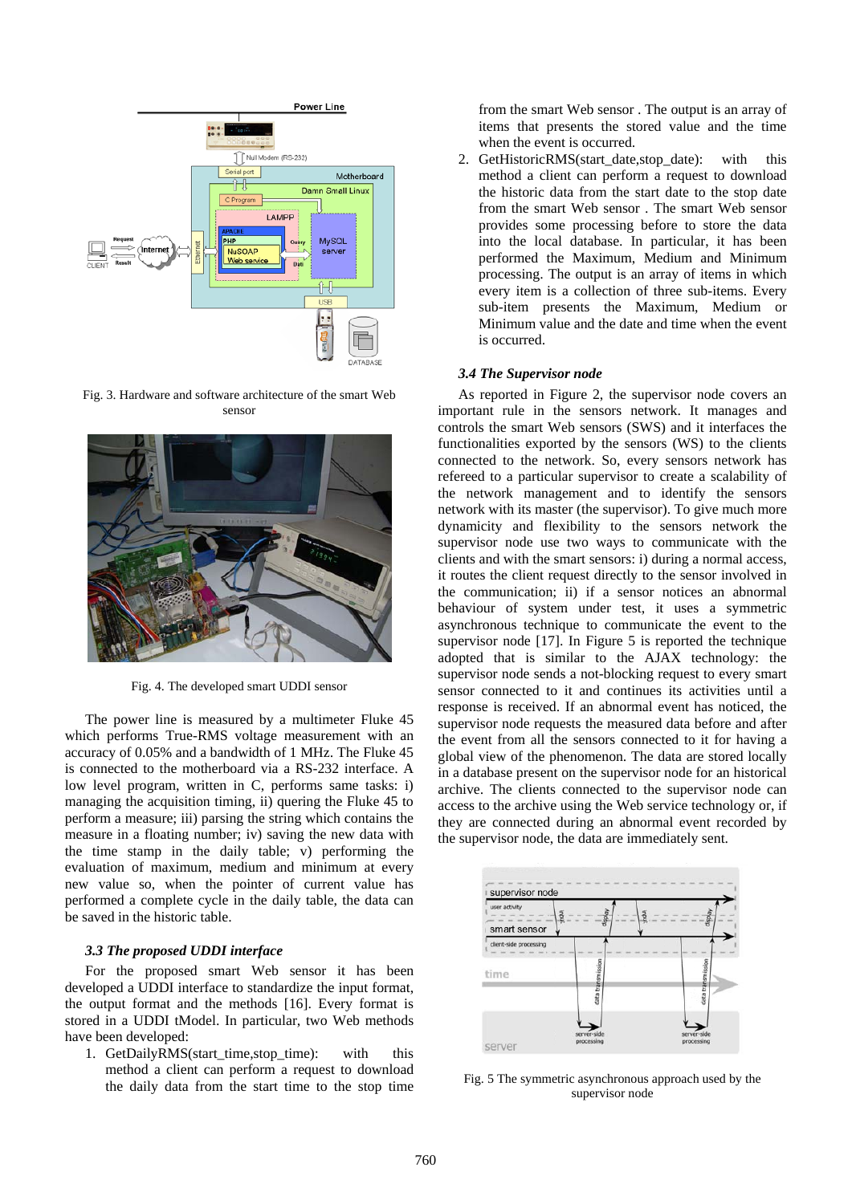Fig. 3. Hardware and software architecture of the smart Web sensor

Fig. 4. The developed smart UDDI sensor

The power line is measured by a multimeter Fluke 45 which performs True-RMS voltage measurement with an accuracy of 0.05% and a bandwidth of 1 MHz. The Fluke 45 is connected to the motherboard via a RS-232 interface. A low level program, written in C, performs same tasks: i) managing the acquisition timing, ii) quering the Fluke 45 to perform a measure; iii) parsing the string which contains the measure in a floating number; iv) saving the new data with the time stamp in the daily table; v) performing the evaluation of maximum, medium and minimum at every new value so, when the pointer of current value has performed a complete cycle in the daily table, the data can be saved in the historic table.

### *3.3 The proposed UDDI interface*

For the proposed smart Web sensor it has been developed a UDDI interface to standardize the input format, the output format and the methods [16]. Every format is stored in a UDDI tModel. In particular, two Web methods have been developed:

1. GetDailyRMS(start_time,stop_time): with this method a client can perform a request to download the daily data from the start time to the stop time from the smart Web sensor . The output is an array of items that presents the stored value and the time when the event is occurred.
2. GetHistoricRMS(start_date,stop_date): with this method a client can perform a request to download the historic data from the start date to the stop date from the smart Web sensor . The smart Web sensor provides some processing before to store the data into the local database. In particular, it has been performed the Maximum, Medium and Minimum processing. The output is an array of items in which every item is a collection of three sub-items. Every sub-item presents the Maximum, Medium or Minimum value and the date and time when the event is occurred.

### *3.4 The Supervisor node*

As reported in Figure 2, the supervisor node covers an important role in the sensors network. It manages and controls the smart Web sensors (SWS) and it interfaces the functionalities exported by the sensors (WS) to the clients connected to the network. So, every sensors network has refereed to a particular supervisor to create a scalability of the network management and to identify the sensors network with its master (the supervisor). To give much more dynamicity and flexibility to the sensors network the supervisor node use two ways to communicate with the clients and with the smart sensors: i) during a normal access, it routes the client request directly to the sensor involved in the communication; ii) if a sensor notices an abnormal behaviour of system under test, it uses a symmetric asynchronous technique to communicate the event to the supervisor node [17]. In Figure 5 is reported the technique adopted that is similar to the AJAX technology: the supervisor node sends a not-blocking request to every smart sensor connected to it and continues its activities until a response is received. If an abnormal event has noticed, the supervisor node requests the measured data before and after the event from all the sensors connected to it for having a global view of the phenomenon. The data are stored locally in a database present on the supervisor node for an historical archive. The clients connected to the supervisor node can access to the archive using the Web service technology or, if they are connected during an abnormal event recorded by the supervisor node, the data are immediately sent.

Fig. 5 The symmetric asynchronous approach used by the supervisor node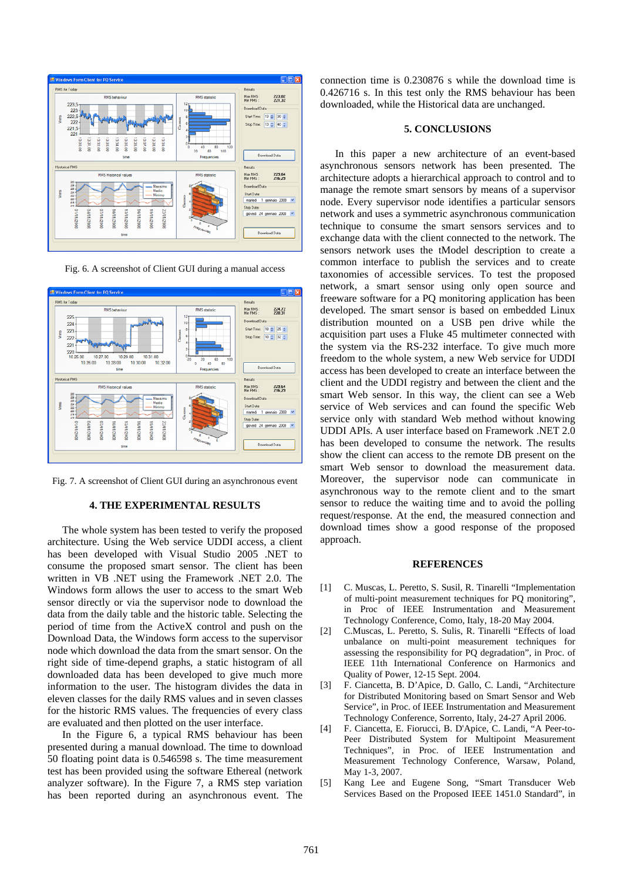Fig. 6. A screenshot of Client GUI during a manual access

Fig. 7. A screenshot of Client GUI during an asynchronous event

## 4. THE EXPERIMENTAL RESULTS

The whole system has been tested to verify the proposed architecture. Using the Web service UDDI access, a client has been developed with Visual Studio 2005 .NET to consume the proposed smart sensor. The client has been written in VB .NET using the Framework .NET 2.0. The Windows form allows the user to access to the smart Web sensor directly or via the supervisor node to download the data from the daily table and the historic table. Selecting the period of time from the ActiveX control and push on the Download Data, the Windows form access to the supervisor node which download the data from the smart sensor. On the right side of time-depend graphs, a static histogram of all downloaded data has been developed to give much more information to the user. The histogram divides the data in eleven classes for the daily RMS values and in seven classes for the historic RMS values. The frequencies of every class are evaluated and then plotted on the user interface.

In the Figure 6, a typical RMS behaviour has been presented during a manual download. The time to download 50 floating point data is 0.546598 s. The time measurement test has been provided using the software Ethereal (network analyzer software). In the Figure 7, a RMS step variation has been reported during an asynchronous event. The connection time is 0.230876 s while the download time is 0.426716 s. In this test only the RMS behaviour has been downloaded, while the Historical data are unchanged.

## 5. CONCLUSIONS

In this paper a new architecture of an event-based asynchronous sensors network has been presented. The architecture adopts a hierarchical approach to control and to manage the remote smart sensors by means of a supervisor node. Every supervisor node identifies a particular sensors network and uses a symmetric asynchronous communication technique to consume the smart sensors services and to exchange data with the client connected to the network. The sensors network uses the tModel description to create a common interface to publish the services and to create taxonomies of accessible services. To test the proposed network, a smart sensor using only open source and freeware software for a PQ monitoring application has been developed. The smart sensor is based on embedded Linux distribution mounted on a USB pen drive while the acquisition part uses a Fluke 45 multimeter connected with the system via the RS-232 interface. To give much more freedom to the whole system, a new Web service for UDDI access has been developed to create an interface between the client and the UDDI registry and between the client and the smart Web sensor. In this way, the client can see a Web service of Web services and can found the specific Web service only with standard Web method without knowing UDDI APIs. A user interface based on Framework .NET 2.0 has been developed to consume the network. The results show the client can access to the remote DB present on the smart Web sensor to download the measurement data. Moreover, the supervisor node can communicate in asynchronous way to the remote client and to the smart sensor to reduce the waiting time and to avoid the polling request/response. At the end, the measured connection and download times show a good response of the proposed approach.

## REFERENCES

[1] C. Muscas, L. Peretto, S. Susil, R. Tinarelli "Implementation of multi-point measurement techniques for PQ monitoring", in Proc of IEEE Instrumentation and Measurement Technology Conference, Como, Italy, 18-20 May 2004.

[2] C.Muscas, L. Peretto, S. Sulis, R. Tinarelli "Effects of load unbalance on multi-point measurement techniques for assessing the responsibility for PQ degradation", in Proc. of IEEE 11th International Conference on Harmonics and Quality of Power, 12-15 Sept. 2004.

[3] F. Ciancetta, B. D'Apice, D. Gallo, C. Landi, "Architecture for Distributed Monitoring based on Smart Sensor and Web Service", in Proc. of IEEE Instrumentation and Measurement Technology Conference, Sorrento, Italy, 24-27 April 2006.

[4] F. Ciancetta, E. Fiorucci, B. D'Apice, C. Landi, "A Peer-to-Peer Distributed System for Multipoint Measurement Techniques", in Proc. of IEEE Instrumentation and Measurement Technology Conference, Warsaw, Poland, May 1-3, 2007.

[5] Kang Lee and Eugene Song, "Smart Transducer Web Services Based on the Proposed IEEE 1451.0 Standard", in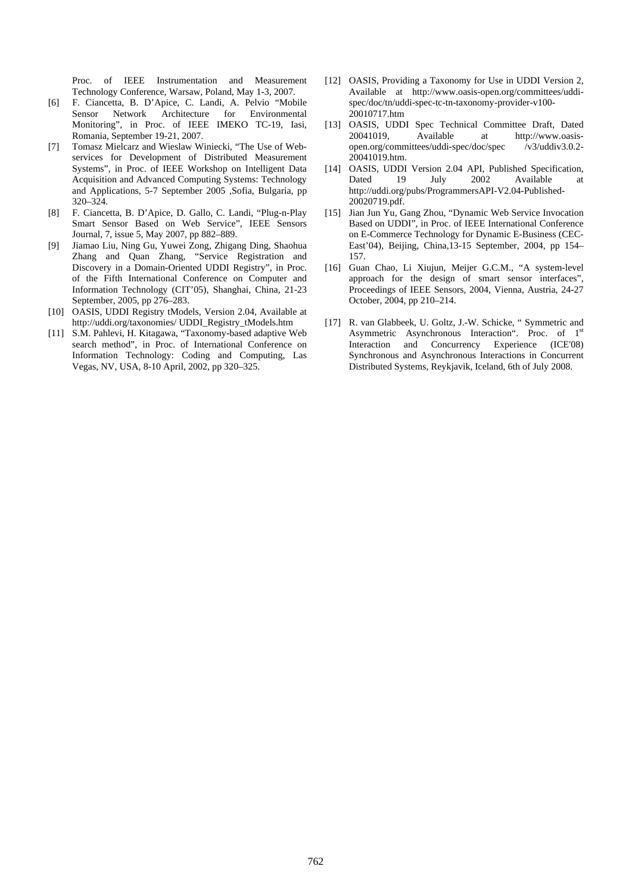Proc. of IEEE Instrumentation and Measurement Technology Conference, Warsaw, Poland, May 1-3, 2007.

[6] F. Ciancetta, B. D'Apice, C. Landi, A. Pelvio "Mobile Sensor Network Architecture for Environmental Monitoring", in Proc. of IEEE IMEKO TC-19, Iasi, Romania, September 19-21, 2007.

[7] Tomasz Mielcarz and Wieslaw Winiecki, "The Use of Web-services for Development of Distributed Measurement Systems", in Proc. of IEEE Workshop on Intelligent Data Acquisition and Advanced Computing Systems: Technology and Applications, 5-7 September 2005 ,Sofia, Bulgaria, pp 320–324.

[8] F. Ciancetta, B. D'Apice, D. Gallo, C. Landi, "Plug-n-Play Smart Sensor Based on Web Service", IEEE Sensors Journal, 7, issue 5, May 2007, pp 882–889.

[9] Jiamao Liu, Ning Gu, Yuwei Zong, Zhigang Ding, Shaohua Zhang and Quan Zhang, "Service Registration and Discovery in a Domain-Oriented UDDI Registry", in Proc. of the Fifth International Conference on Computer and Information Technology (CIT'05), Shanghai, China, 21-23 September, 2005, pp 276–283.

[10] OASIS, UDDI Registry tModels, Version 2.04, Available at http://uddi.org/taxonomies/ UDDI_Registry_tModels.htm

[11] S.M. Pahlevi, H. Kitagawa, "Taxonomy-based adaptive Web search method", in Proc. of International Conference on Information Technology: Coding and Computing, Las Vegas, NV, USA, 8-10 April, 2002, pp 320–325.

[12] OASIS, Providing a Taxonomy for Use in UDDI Version 2, Available at http://www.oasis-open.org/committees/uddi-spec/doc/tn/uddi-spec-tc-tn-taxonomy-provider-v100-20010717.htm

[13] OASIS, UDDI Spec Technical Committee Draft, Dated 20041019, Available at http://www.oasis-open.org/committees/uddi-spec/doc/spec /v3/uddiv3.0.2-20041019.htm.

[14] OASIS, UDDI Version 2.04 API, Published Specification, Dated 19 July 2002 Available at http://uddi.org/pubs/ProgrammersAPI-V2.04-Published-20020719.pdf.

[15] Jian Jun Yu, Gang Zhou, "Dynamic Web Service Invocation Based on UDDI", in Proc. of IEEE International Conference on E-Commerce Technology for Dynamic E-Business (CEC-East'04), Beijing, China,13-15 September, 2004, pp 154–157.

[16] Guan Chao, Li Xiujun, Meijer G.C.M., "A system-level approach for the design of smart sensor interfaces", Proceedings of IEEE Sensors, 2004, Vienna, Austria, 24-27 October, 2004, pp 210–214.

[17] R. van Glabbeek, U. Goltz, J.-W. Schicke, " Symmetric and Asymmetric Asynchronous Interaction". Proc. of 1st Interaction and Concurrency Experience (ICE'08) Synchronous and Asynchronous Interactions in Concurrent Distributed Systems, Reykjavik, Iceland, 6th of July 2008.